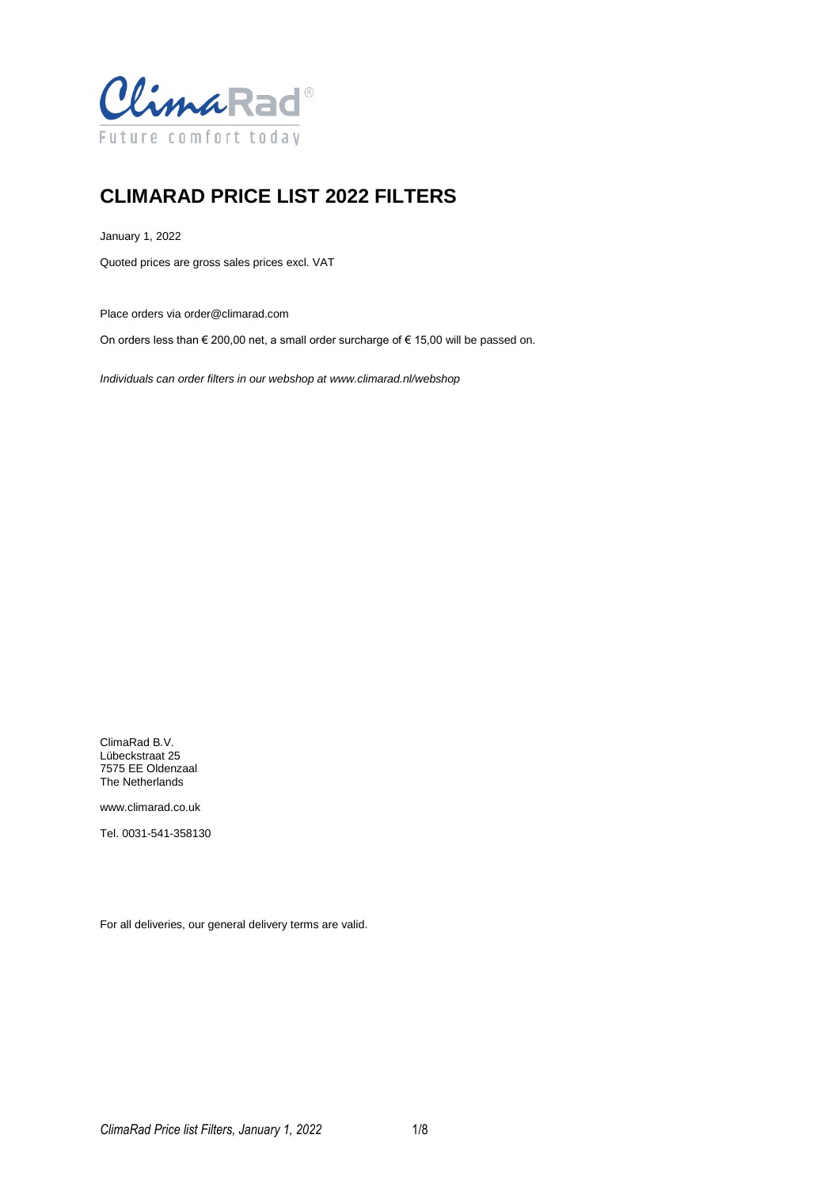ClimaRad®

Future comfort today

# CLIMARAD PRICE LIST 2022 FILTERS

January 1, 2022

Quoted prices are gross sales prices excl. VAT

Place orders via order@climarad.com

On orders less than € 200,00 net, a small order surcharge of € 15,00 will be passed on.

*Individuals can order filters in our webshop at www.climarad.nl/webshop*

ClimaRad B.V.
Lübeckstraat 25
7575 EE Oldenzaal
The Netherlands

www.climarad.co.uk

Tel. 0031-541-358130

For all deliveries, our general delivery terms are valid.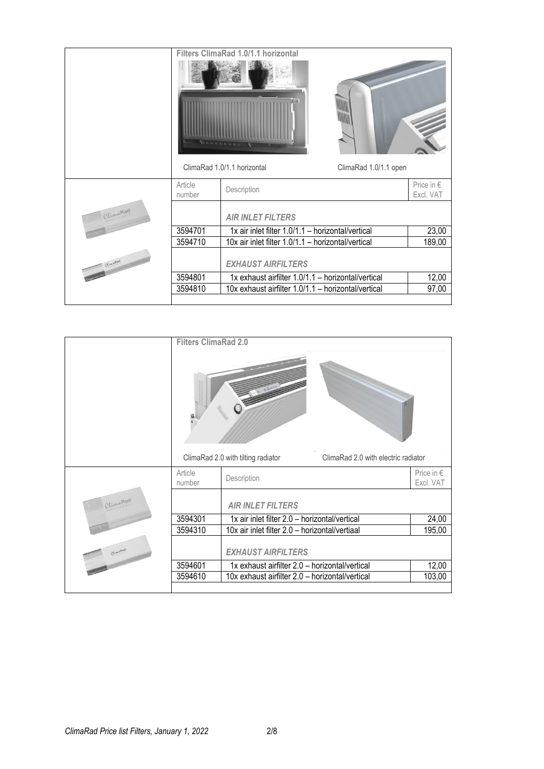## Filters ClimaRad 1.0/1.1 horizontal

ClimaRad 1.0/1.1 horizontal ClimaRad 1.0/1.1 open

| Article number | Description | Price in € Excl. VAT |
|---|---|---|
| | *AIR INLET FILTERS* | |
| 3594701 | 1x air inlet filter 1.0/1.1 – horizontal/vertical | 23,00 |
| 3594710 | 10x air inlet filter 1.0/1.1 – horizontal/vertical | 189,00 |
| | *EXHAUST AIRFILTERS* | |
| 3594801 | 1x exhaust airfilter 1.0/1.1 – horizontal/vertical | 12,00 |
| 3594810 | 10x exhaust airfilter 1.0/1.1 – horizontal/vertical | 97,00 |

## Filters ClimaRad 2.0

ClimaRad 2.0 with tilting radiator ClimaRad 2.0 with electric radiator

| Article number | Description | Price in € Excl. VAT |
|---|---|---|
| | *AIR INLET FILTERS* | |
| 3594301 | 1x air inlet filter 2.0 – horizontal/vertical | 24,00 |
| 3594310 | 10x air inlet filter 2.0 – horizontal/vertiaal | 195,00 |
| | *EXHAUST AIRFILTERS* | |
| 3594601 | 1x exhaust airfilter 2.0 – horizontal/vertical | 12,00 |
| 3594610 | 10x exhaust airfilter 2.0 – horizontal/vertical | 103,00 |

*ClimaRad Price list Filters, January 1, 2022*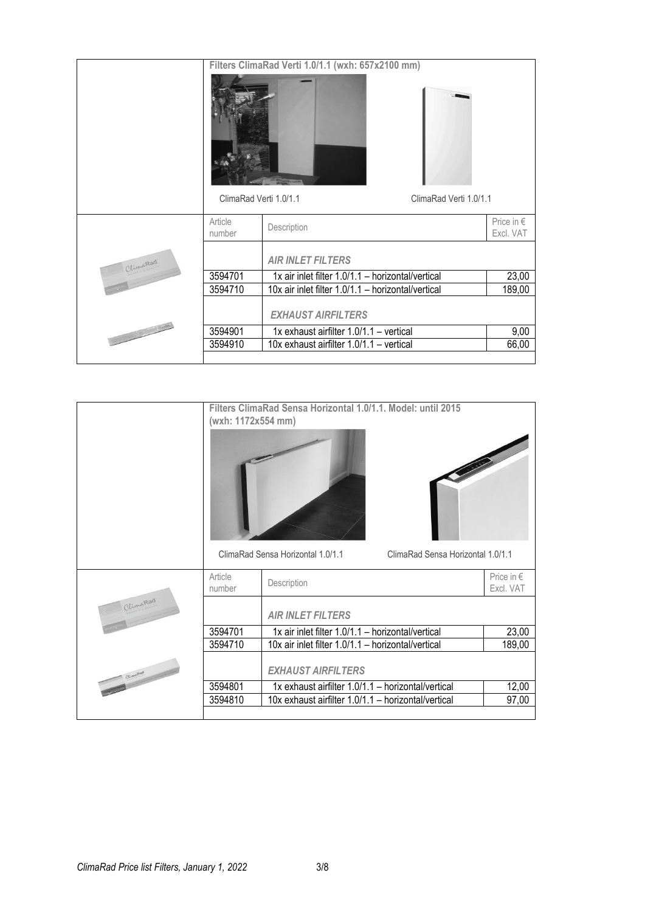## Filters ClimaRad Verti 1.0/1.1 (wxh: 657x2100 mm)

ClimaRad Verti 1.0/1.1

ClimaRad Verti 1.0/1.1

| Article number | Description | Price in € Excl. VAT |
|---|---|---|
| | *AIR INLET FILTERS* | |
| 3594701 | 1x air inlet filter 1.0/1.1 – horizontal/vertical | 23,00 |
| 3594710 | 10x air inlet filter 1.0/1.1 – horizontal/vertical | 189,00 |
| | *EXHAUST AIRFILTERS* | |
| 3594901 | 1x exhaust airfilter 1.0/1.1 – vertical | 9,00 |
| 3594910 | 10x exhaust airfilter 1.0/1.1 – vertical | 66,00 |

## Filters ClimaRad Sensa Horizontal 1.0/1.1. Model: until 2015 (wxh: 1172x554 mm)

ClimaRad Sensa Horizontal 1.0/1.1

ClimaRad Sensa Horizontal 1.0/1.1

| Article number | Description | Price in € Excl. VAT |
|---|---|---|
| | *AIR INLET FILTERS* | |
| 3594701 | 1x air inlet filter 1.0/1.1 – horizontal/vertical | 23,00 |
| 3594710 | 10x air inlet filter 1.0/1.1 – horizontal/vertical | 189,00 |
| | *EXHAUST AIRFILTERS* | |
| 3594801 | 1x exhaust airfilter 1.0/1.1 – horizontal/vertical | 12,00 |
| 3594810 | 10x exhaust airfilter 1.0/1.1 – horizontal/vertical | 97,00 |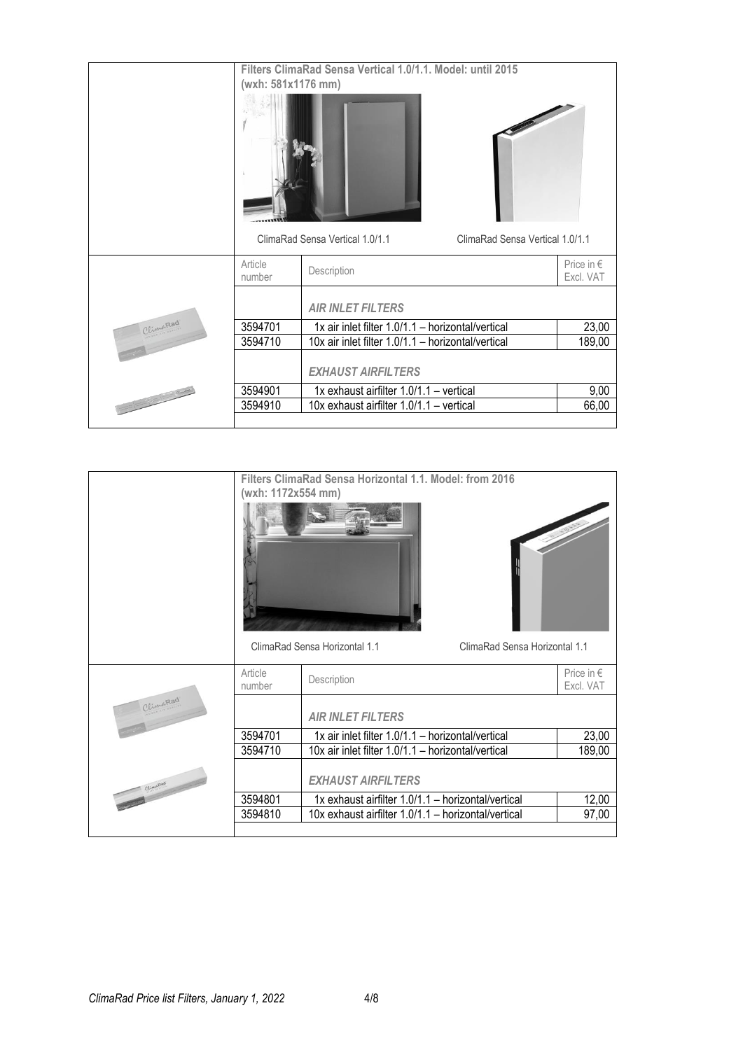**Filters ClimaRad Sensa Vertical 1.0/1.1. Model: until 2015**
**(wxh: 581x1176 mm)**

ClimaRad Sensa Vertical 1.0/1.1 ClimaRad Sensa Vertical 1.0/1.1

| Article number | Description | Price in € Excl. VAT |
|---|---|---|
| | *AIR INLET FILTERS* | |
| 3594701 | 1x air inlet filter 1.0/1.1 – horizontal/vertical | 23,00 |
| 3594710 | 10x air inlet filter 1.0/1.1 – horizontal/vertical | 189,00 |
| | *EXHAUST AIRFILTERS* | |
| 3594901 | 1x exhaust airfilter 1.0/1.1 – vertical | 9,00 |
| 3594910 | 10x exhaust airfilter 1.0/1.1 – vertical | 66,00 |

**Filters ClimaRad Sensa Horizontal 1.1. Model: from 2016**
**(wxh: 1172x554 mm)**

ClimaRad Sensa Horizontal 1.1 ClimaRad Sensa Horizontal 1.1

| Article number | Description | Price in € Excl. VAT |
|---|---|---|
| | *AIR INLET FILTERS* | |
| 3594701 | 1x air inlet filter 1.0/1.1 – horizontal/vertical | 23,00 |
| 3594710 | 10x air inlet filter 1.0/1.1 – horizontal/vertical | 189,00 |
| | *EXHAUST AIRFILTERS* | |
| 3594801 | 1x exhaust airfilter 1.0/1.1 – horizontal/vertical | 12,00 |
| 3594810 | 10x exhaust airfilter 1.0/1.1 – horizontal/vertical | 97,00 |

*ClimaRad Price list Filters, January 1, 2022*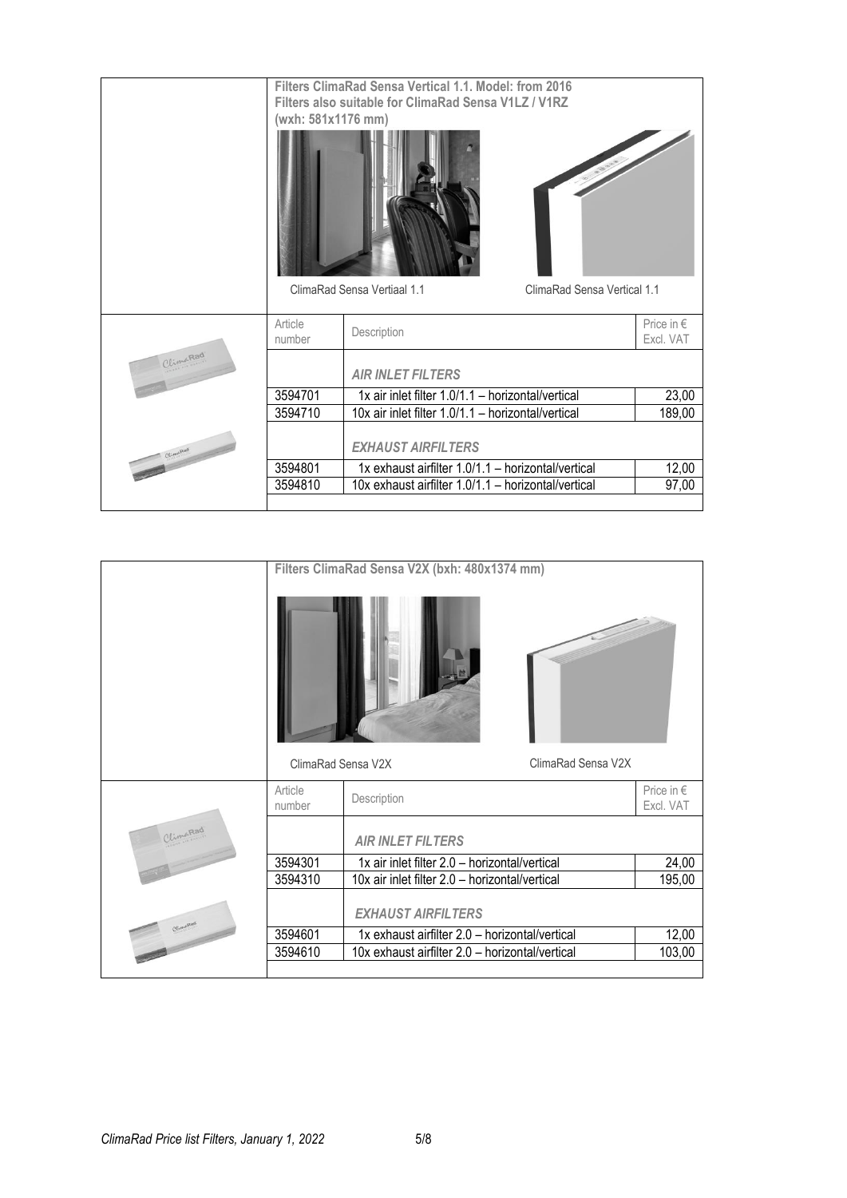**Filters ClimaRad Sensa Vertical 1.1. Model: from 2016**
**Filters also suitable for ClimaRad Sensa V1LZ / V1RZ**
**(wxh: 581x1176 mm)**

ClimaRad Sensa Vertiaal 1.1

ClimaRad Sensa Vertical 1.1

| Article number | Description | Price in € Excl. VAT |
|---|---|---|
| | *AIR INLET FILTERS* | |
| 3594701 | 1x air inlet filter 1.0/1.1 – horizontal/vertical | 23,00 |
| 3594710 | 10x air inlet filter 1.0/1.1 – horizontal/vertical | 189,00 |
| | *EXHAUST AIRFILTERS* | |
| 3594801 | 1x exhaust airfilter 1.0/1.1 – horizontal/vertical | 12,00 |
| 3594810 | 10x exhaust airfilter 1.0/1.1 – horizontal/vertical | 97,00 |

**Filters ClimaRad Sensa V2X (bxh: 480x1374 mm)**

ClimaRad Sensa V2X

ClimaRad Sensa V2X

| Article number | Description | Price in € Excl. VAT |
|---|---|---|
| | *AIR INLET FILTERS* | |
| 3594301 | 1x air inlet filter 2.0 – horizontal/vertical | 24,00 |
| 3594310 | 10x air inlet filter 2.0 – horizontal/vertical | 195,00 |
| | *EXHAUST AIRFILTERS* | |
| 3594601 | 1x exhaust airfilter 2.0 – horizontal/vertical | 12,00 |
| 3594610 | 10x exhaust airfilter 2.0 – horizontal/vertical | 103,00 |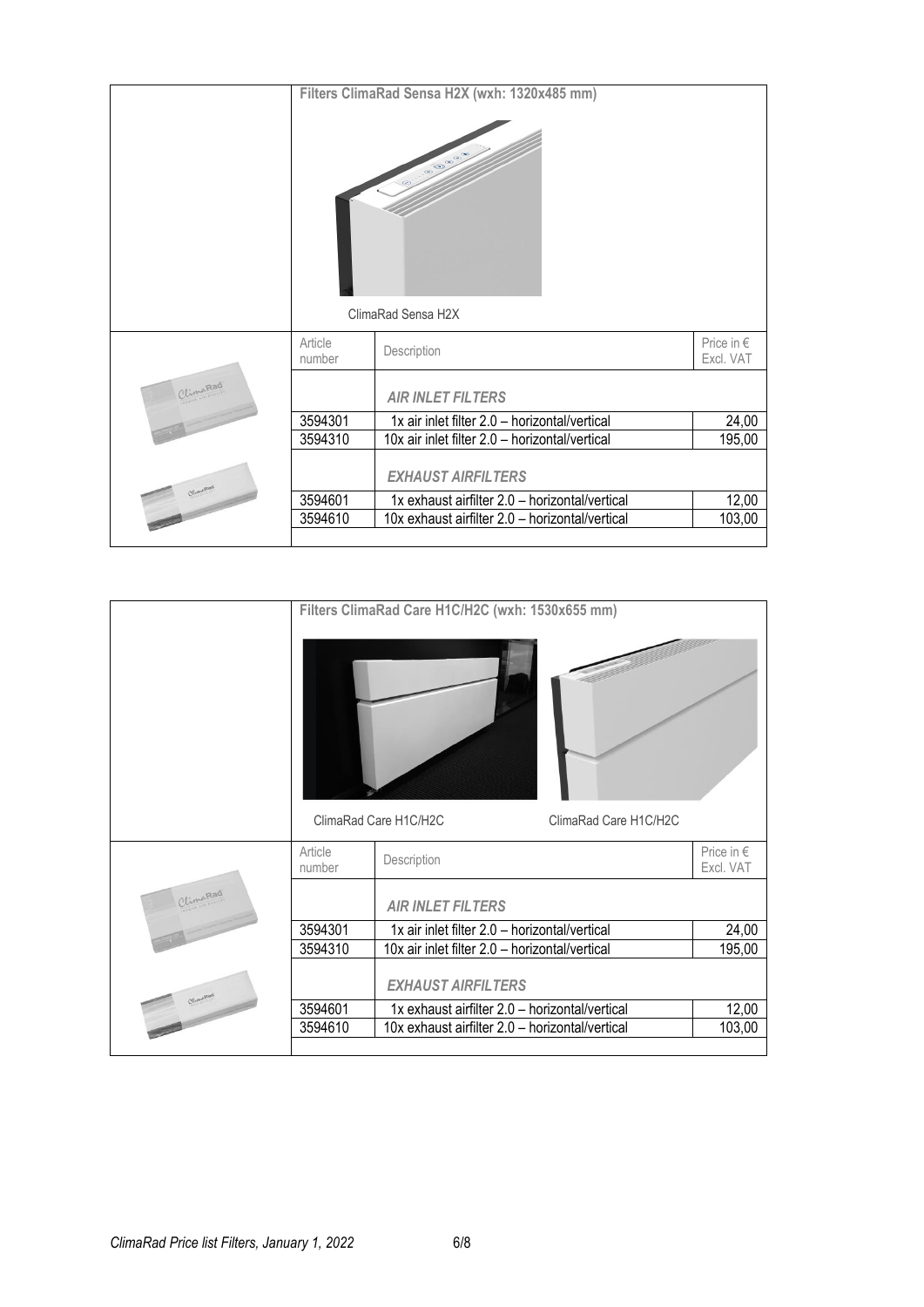## Filters ClimaRad Sensa H2X (wxh: 1320x485 mm)

ClimaRad Sensa H2X

| Article number | Description | Price in € Excl. VAT |
|---|---|---|
| | *AIR INLET FILTERS* | |
| 3594301 | 1x air inlet filter 2.0 – horizontal/vertical | 24,00 |
| 3594310 | 10x air inlet filter 2.0 – horizontal/vertical | 195,00 |
| | *EXHAUST AIRFILTERS* | |
| 3594601 | 1x exhaust airfilter 2.0 – horizontal/vertical | 12,00 |
| 3594610 | 10x exhaust airfilter 2.0 – horizontal/vertical | 103,00 |

## Filters ClimaRad Care H1C/H2C (wxh: 1530x655 mm)

ClimaRad Care H1C/H2C

ClimaRad Care H1C/H2C

| Article number | Description | Price in € Excl. VAT |
|---|---|---|
| | *AIR INLET FILTERS* | |
| 3594301 | 1x air inlet filter 2.0 – horizontal/vertical | 24,00 |
| 3594310 | 10x air inlet filter 2.0 – horizontal/vertical | 195,00 |
| | *EXHAUST AIRFILTERS* | |
| 3594601 | 1x exhaust airfilter 2.0 – horizontal/vertical | 12,00 |
| 3594610 | 10x exhaust airfilter 2.0 – horizontal/vertical | 103,00 |

*ClimaRad Price list Filters, January 1, 2022*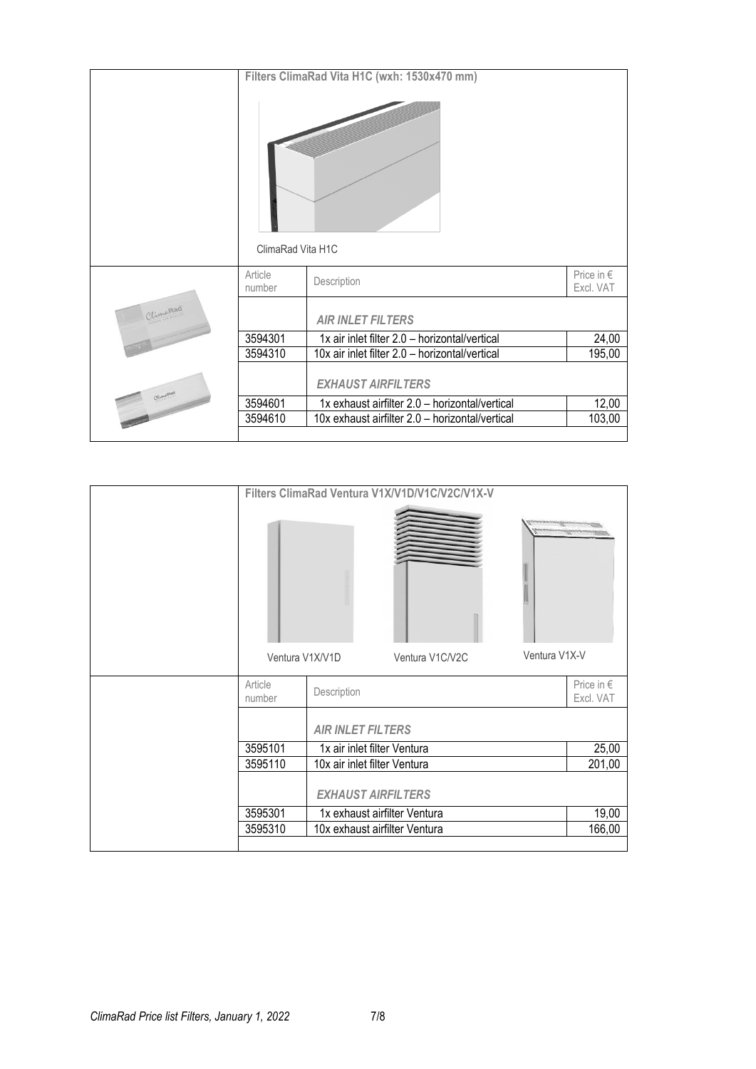## Filters ClimaRad Vita H1C (wxh: 1530x470 mm)

ClimaRad Vita H1C

| Article number | Description | Price in € Excl. VAT |
|---|---|---|
| | *AIR INLET FILTERS* | |
| 3594301 | 1x air inlet filter 2.0 – horizontal/vertical | 24,00 |
| 3594310 | 10x air inlet filter 2.0 – horizontal/vertical | 195,00 |
| | *EXHAUST AIRFILTERS* | |
| 3594601 | 1x exhaust airfilter 2.0 – horizontal/vertical | 12,00 |
| 3594610 | 10x exhaust airfilter 2.0 – horizontal/vertical | 103,00 |

## Filters ClimaRad Ventura V1X/V1D/V1C/V2C/V1X-V

Ventura V1X/V1D Ventura V1C/V2C Ventura V1X-V

| Article number | Description | Price in € Excl. VAT |
|---|---|---|
| | *AIR INLET FILTERS* | |
| 3595101 | 1x air inlet filter Ventura | 25,00 |
| 3595110 | 10x air inlet filter Ventura | 201,00 |
| | *EXHAUST AIRFILTERS* | |
| 3595301 | 1x exhaust airfilter Ventura | 19,00 |
| 3595310 | 10x exhaust airfilter Ventura | 166,00 |

*ClimaRad Price list Filters, January 1, 2022*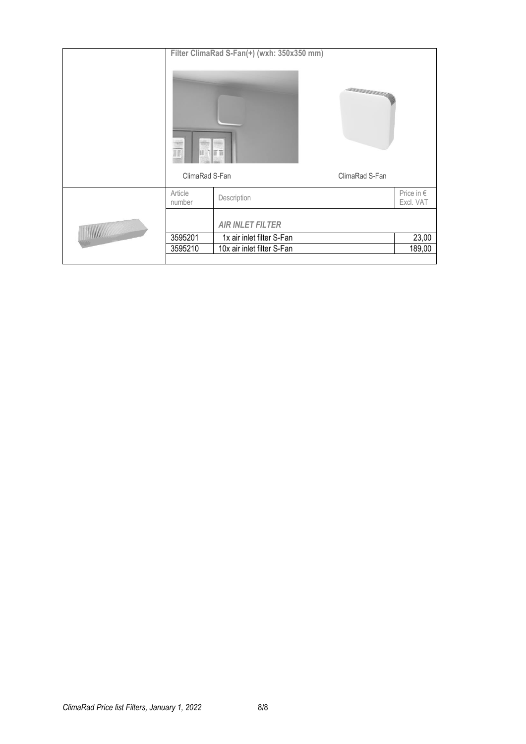**Filter ClimaRad S-Fan(+) (wxh: 350x350 mm)**

ClimaRad S-Fan

ClimaRad S-Fan

| Article number | Description | Price in € Excl. VAT |
|---|---|---|
| | *AIR INLET FILTER* | |
| 3595201 | 1x air inlet filter S-Fan | 23,00 |
| 3595210 | 10x air inlet filter S-Fan | 189,00 |

*ClimaRad Price list Filters, January 1, 2022*